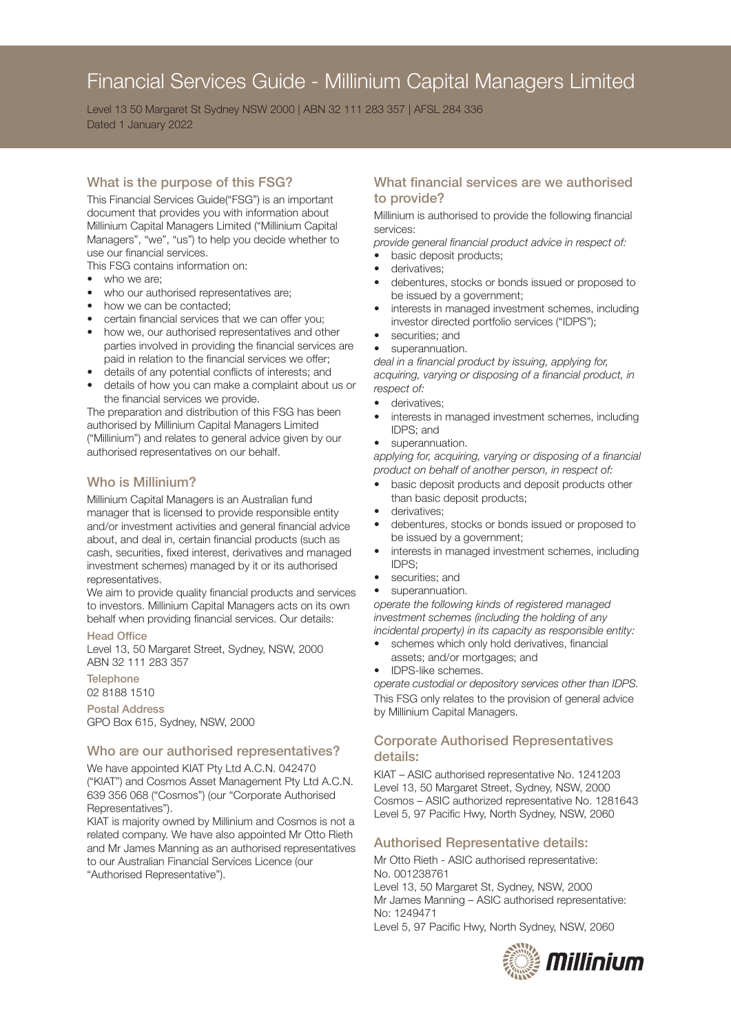# Financial Services Guide - Millinium Capital Managers Limited

Level 13 50 Margaret St Sydney NSW 2000 | ABN 32 111 283 357 | AFSL 284 336
Dated 1 January 2022

## What is the purpose of this FSG?

This Financial Services Guide("FSG") is an important document that provides you with information about Millinium Capital Managers Limited ("Millinium Capital Managers", "we", "us") to help you decide whether to use our financial services.

This FSG contains information on:

- who we are;
- who our authorised representatives are;
- how we can be contacted;
- certain financial services that we can offer you;
- how we, our authorised representatives and other parties involved in providing the financial services are paid in relation to the financial services we offer;
- details of any potential conflicts of interests; and
- details of how you can make a complaint about us or the financial services we provide.

The preparation and distribution of this FSG has been authorised by Millinium Capital Managers Limited ("Millinium") and relates to general advice given by our authorised representatives on our behalf.

## Who is Millinium?

Millinium Capital Managers is an Australian fund manager that is licensed to provide responsible entity and/or investment activities and general financial advice about, and deal in, certain financial products (such as cash, securities, fixed interest, derivatives and managed investment schemes) managed by it or its authorised representatives.

We aim to provide quality financial products and services to investors. Millinium Capital Managers acts on its own behalf when providing financial services. Our details:

**Head Office**
Level 13, 50 Margaret Street, Sydney, NSW, 2000
ABN 32 111 283 357

**Telephone**
02 8188 1510

**Postal Address**
GPO Box 615, Sydney, NSW, 2000

## Who are our authorised representatives?

We have appointed KIAT Pty Ltd A.C.N. 042470 ("KIAT") and Cosmos Asset Management Pty Ltd A.C.N. 639 356 068 ("Cosmos") (our "Corporate Authorised Representatives").

KIAT is majority owned by Millinium and Cosmos is not a related company. We have also appointed Mr Otto Rieth and Mr James Manning as an authorised representatives to our Australian Financial Services Licence (our "Authorised Representative").

## What financial services are we authorised to provide?

Millinium is authorised to provide the following financial services:

*provide general financial product advice in respect of:*

- basic deposit products;
- derivatives;
- debentures, stocks or bonds issued or proposed to be issued by a government;
- interests in managed investment schemes, including investor directed portfolio services ("IDPS");
- securities; and
- superannuation.

*deal in a financial product by issuing, applying for, acquiring, varying or disposing of a financial product, in respect of:*

- derivatives;
- interests in managed investment schemes, including IDPS; and
- superannuation.

*applying for, acquiring, varying or disposing of a financial product on behalf of another person, in respect of:*

- basic deposit products and deposit products other than basic deposit products;
- derivatives;
- debentures, stocks or bonds issued or proposed to be issued by a government;
- interests in managed investment schemes, including IDPS;
- securities; and
- superannuation.

*operate the following kinds of registered managed investment schemes (including the holding of any incidental property) in its capacity as responsible entity:*

- schemes which only hold derivatives, financial assets; and/or mortgages; and
- IDPS-like schemes.

*operate custodial or depository services other than IDPS.*

This FSG only relates to the provision of general advice by Millinium Capital Managers.

## Corporate Authorised Representatives details:

KIAT – ASIC authorised representative No. 1241203
Level 13, 50 Margaret Street, Sydney, NSW, 2000
Cosmos – ASIC authorized representative No. 1281643
Level 5, 97 Pacific Hwy, North Sydney, NSW, 2060

## Authorised Representative details:

Mr Otto Rieth - ASIC authorised representative: No. 001238761
Level 13, 50 Margaret St, Sydney, NSW, 2000
Mr James Manning – ASIC authorised representative: No: 1249471
Level 5, 97 Pacific Hwy, North Sydney, NSW, 2060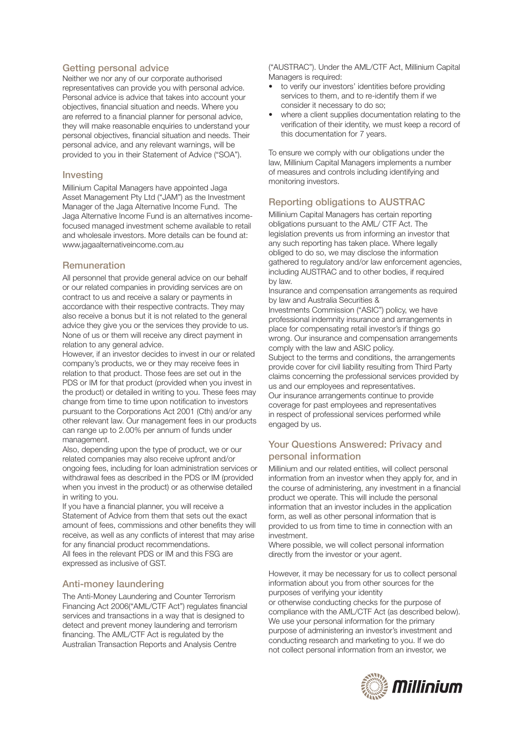## Getting personal advice

Neither we nor any of our corporate authorised representatives can provide you with personal advice. Personal advice is advice that takes into account your objectives, financial situation and needs. Where you are referred to a financial planner for personal advice, they will make reasonable enquiries to understand your personal objectives, financial situation and needs. Their personal advice, and any relevant warnings, will be provided to you in their Statement of Advice ("SOA").

## Investing

Millinium Capital Managers have appointed Jaga Asset Management Pty Ltd ("JAM") as the Investment Manager of the Jaga Alternative Income Fund. The Jaga Alternative Income Fund is an alternatives income-focused managed investment scheme available to retail and wholesale investors. More details can be found at: www.jagaalternativeincome.com.au

## Remuneration

All personnel that provide general advice on our behalf or our related companies in providing services are on contract to us and receive a salary or payments in accordance with their respective contracts. They may also receive a bonus but it is not related to the general advice they give you or the services they provide to us. None of us or them will receive any direct payment in relation to any general advice.

However, if an investor decides to invest in our or related company's products, we or they may receive fees in relation to that product. Those fees are set out in the PDS or IM for that product (provided when you invest in the product) or detailed in writing to you. These fees may change from time to time upon notification to investors pursuant to the Corporations Act 2001 (Cth) and/or any other relevant law. Our management fees in our products can range up to 2.00% per annum of funds under management.

Also, depending upon the type of product, we or our related companies may also receive upfront and/or ongoing fees, including for loan administration services or withdrawal fees as described in the PDS or IM (provided when you invest in the product) or as otherwise detailed in writing to you.

If you have a financial planner, you will receive a Statement of Advice from them that sets out the exact amount of fees, commissions and other benefits they will receive, as well as any conflicts of interest that may arise for any financial product recommendations.

All fees in the relevant PDS or IM and this FSG are expressed as inclusive of GST.

## Anti-money laundering

The Anti-Money Laundering and Counter Terrorism Financing Act 2006("AML/CTF Act") regulates financial services and transactions in a way that is designed to detect and prevent money laundering and terrorism financing. The AML/CTF Act is regulated by the Australian Transaction Reports and Analysis Centre ("AUSTRAC"). Under the AML/CTF Act, Millinium Capital Managers is required:

- to verify our investors' identities before providing services to them, and to re-identify them if we consider it necessary to do so;
- where a client supplies documentation relating to the verification of their identity, we must keep a record of this documentation for 7 years.

To ensure we comply with our obligations under the law, Millinium Capital Managers implements a number of measures and controls including identifying and monitoring investors.

## Reporting obligations to AUSTRAC

Millinium Capital Managers has certain reporting obligations pursuant to the AML/ CTF Act. The legislation prevents us from informing an investor that any such reporting has taken place. Where legally obliged to do so, we may disclose the information gathered to regulatory and/or law enforcement agencies, including AUSTRAC and to other bodies, if required by law.

Insurance and compensation arrangements as required by law and Australia Securities & Investments Commission ("ASIC") policy, we have professional indemnity insurance and arrangements in place for compensating retail investor's if things go wrong. Our insurance and compensation arrangements comply with the law and ASIC policy.

Subject to the terms and conditions, the arrangements provide cover for civil liability resulting from Third Party claims concerning the professional services provided by us and our employees and representatives.

Our insurance arrangements continue to provide coverage for past employees and representatives in respect of professional services performed while engaged by us.

## Your Questions Answered: Privacy and personal information

Millinium and our related entities, will collect personal information from an investor when they apply for, and in the course of administering, any investment in a financial product we operate. This will include the personal information that an investor includes in the application form, as well as other personal information that is provided to us from time to time in connection with an investment.

Where possible, we will collect personal information directly from the investor or your agent.

However, it may be necessary for us to collect personal information about you from other sources for the purposes of verifying your identity or otherwise conducting checks for the purpose of compliance with the AML/CTF Act (as described below). We use your personal information for the primary purpose of administering an investor's investment and conducting research and marketing to you. If we do not collect personal information from an investor, we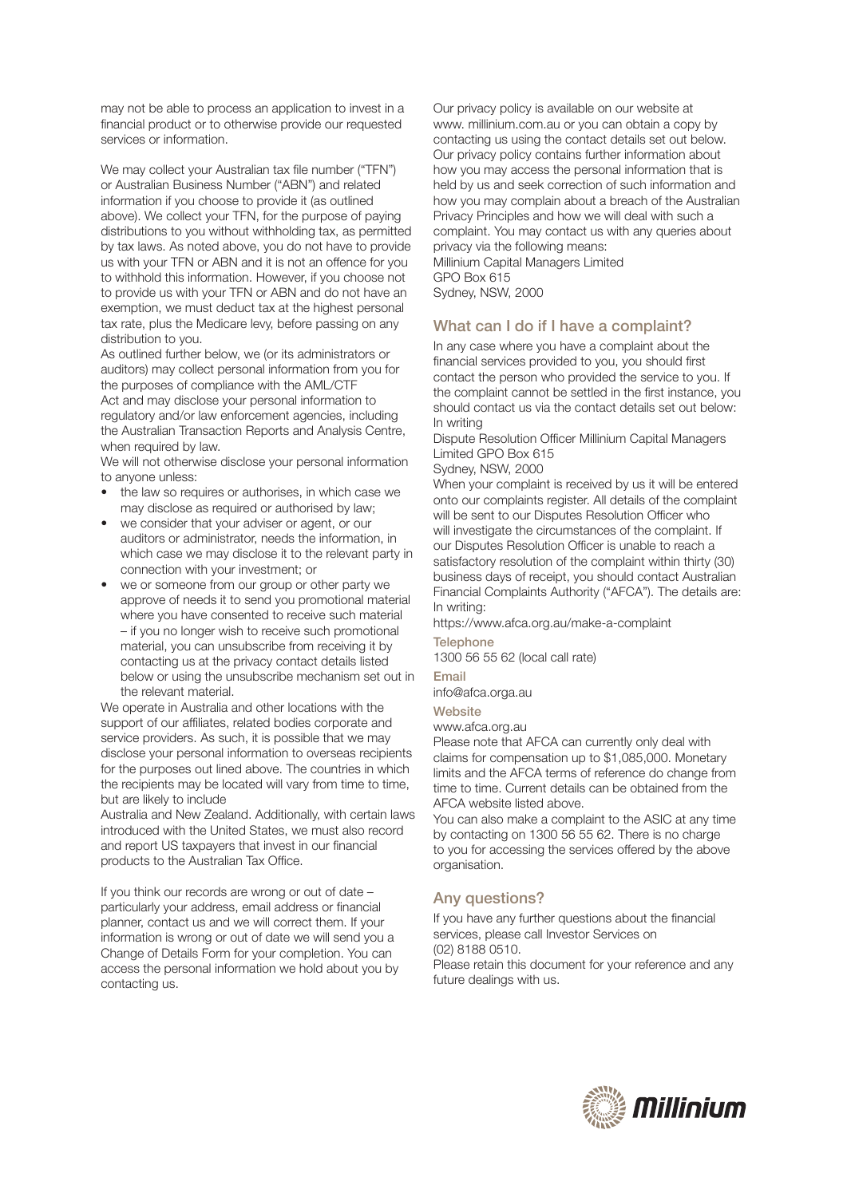may not be able to process an application to invest in a financial product or to otherwise provide our requested services or information.

We may collect your Australian tax file number ("TFN") or Australian Business Number ("ABN") and related information if you choose to provide it (as outlined above). We collect your TFN, for the purpose of paying distributions to you without withholding tax, as permitted by tax laws. As noted above, you do not have to provide us with your TFN or ABN and it is not an offence for you to withhold this information. However, if you choose not to provide us with your TFN or ABN and do not have an exemption, we must deduct tax at the highest personal tax rate, plus the Medicare levy, before passing on any distribution to you.

As outlined further below, we (or its administrators or auditors) may collect personal information from you for the purposes of compliance with the AML/CTF Act and may disclose your personal information to regulatory and/or law enforcement agencies, including the Australian Transaction Reports and Analysis Centre, when required by law.

We will not otherwise disclose your personal information to anyone unless:

- the law so requires or authorises, in which case we may disclose as required or authorised by law;
- we consider that your adviser or agent, or our auditors or administrator, needs the information, in which case we may disclose it to the relevant party in connection with your investment; or
- we or someone from our group or other party we approve of needs it to send you promotional material where you have consented to receive such material – if you no longer wish to receive such promotional material, you can unsubscribe from receiving it by contacting us at the privacy contact details listed below or using the unsubscribe mechanism set out in the relevant material.

We operate in Australia and other locations with the support of our affiliates, related bodies corporate and service providers. As such, it is possible that we may disclose your personal information to overseas recipients for the purposes out lined above. The countries in which the recipients may be located will vary from time to time, but are likely to include

Australia and New Zealand. Additionally, with certain laws introduced with the United States, we must also record and report US taxpayers that invest in our financial products to the Australian Tax Office.

If you think our records are wrong or out of date – particularly your address, email address or financial planner, contact us and we will correct them. If your information is wrong or out of date we will send you a Change of Details Form for your completion. You can access the personal information we hold about you by contacting us.

Our privacy policy is available on our website at www. millinium.com.au or you can obtain a copy by contacting us using the contact details set out below. Our privacy policy contains further information about how you may access the personal information that is held by us and seek correction of such information and how you may complain about a breach of the Australian Privacy Principles and how we will deal with such a complaint. You may contact us with any queries about privacy via the following means:

Millinium Capital Managers Limited
GPO Box 615
Sydney, NSW, 2000

## What can I do if I have a complaint?

In any case where you have a complaint about the financial services provided to you, you should first contact the person who provided the service to you. If the complaint cannot be settled in the first instance, you should contact us via the contact details set out below:

In writing

Dispute Resolution Officer Millinium Capital Managers Limited GPO Box 615
Sydney, NSW, 2000

When your complaint is received by us it will be entered onto our complaints register. All details of the complaint will be sent to our Disputes Resolution Officer who will investigate the circumstances of the complaint. If our Disputes Resolution Officer is unable to reach a satisfactory resolution of the complaint within thirty (30) business days of receipt, you should contact Australian Financial Complaints Authority ("AFCA"). The details are:

In writing:
https://www.afca.org.au/make-a-complaint

**Telephone**
1300 56 55 62 (local call rate)

**Email**
info@afca.orga.au

**Website**
www.afca.org.au

Please note that AFCA can currently only deal with claims for compensation up to $1,085,000. Monetary limits and the AFCA terms of reference do change from time to time. Current details can be obtained from the AFCA website listed above.

You can also make a complaint to the ASIC at any time by contacting on 1300 56 55 62. There is no charge to you for accessing the services offered by the above organisation.

## Any questions?

If you have any further questions about the financial services, please call Investor Services on
(02) 8188 0510.

Please retain this document for your reference and any future dealings with us.

Millinium